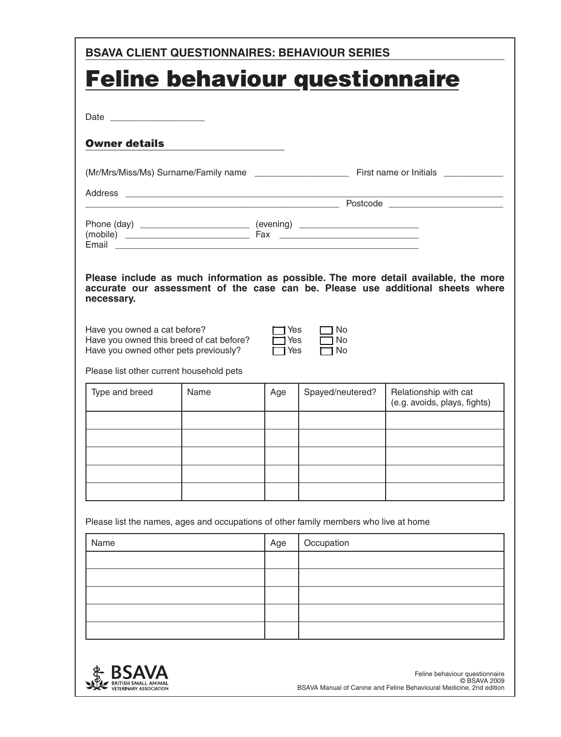BSAVA CLIENT QUESTIONNAIRES: BEHAVIOUR SERIES

# Feline behaviour questionnaire

Date ___________________

## Owner details

(Mr/Mrs/Miss/Ms) Surname/Family name ___________________ First name or Initials ____________

Address ______________________________________________________________________________
_______________________________________________ Postcode _______________________

Phone (day) ______________________ (evening) ________________________
(mobile) _________________________ Fax ____________________________
Email _________________________________________________________________

**Please include as much information as possible. The more detail available, the more accurate our assessment of the case can be. Please use additional sheets where necessary.**

Have you owned a cat before? ☐ Yes ☐ No
Have you owned this breed of cat before? ☐ Yes ☐ No
Have you owned other pets previously? ☐ Yes ☐ No

Please list other current household pets

| Type and breed | Name | Age | Spayed/neutered? | Relationship with cat (e.g. avoids, plays, fights) |
|---|---|---|---|---|
| | | | | |
| | | | | |
| | | | | |
| | | | | |
| | | | | |

Please list the names, ages and occupations of other family members who live at home

| Name | Age | Occupation |
|---|---|---|
| | | |
| | | |
| | | |
| | | |
| | | |

Feline behaviour questionnaire
© BSAVA 2009
BSAVA Manual of Canine and Feline Behavioural Medicine, 2nd edition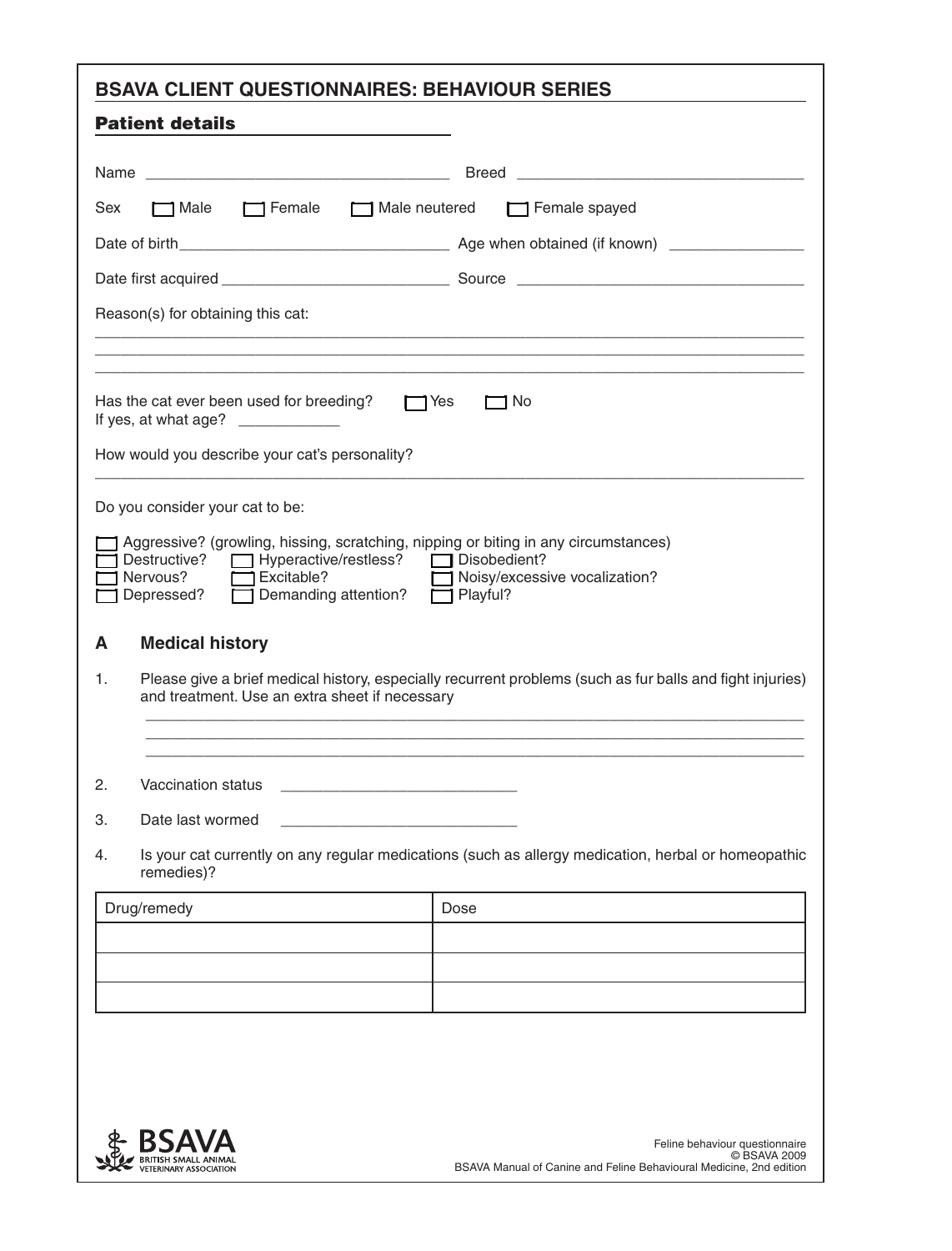# BSAVA CLIENT QUESTIONNAIRES: BEHAVIOUR SERIES

## Patient details

Name ___________________________________ Breed _________________________________

Sex ☐ Male ☐ Female ☐ Male neutered ☐ Female spayed

Date of birth_______________________________ Age when obtained (if known) _______________

Date first acquired ___________________________ Source _________________________________

Reason(s) for obtaining this cat:

_____________________________________________________________________________________
_____________________________________________________________________________________
_____________________________________________________________________________________

Has the cat ever been used for breeding? ☐ Yes ☐ No
If yes, at what age? ___________

How would you describe your cat's personality?

_____________________________________________________________________________________

Do you consider your cat to be:

☐ Aggressive? (growling, hissing, scratching, nipping or biting in any circumstances)
☐ Destructive? ☐ Hyperactive/restless? ☐ Disobedient?
☐ Nervous? ☐ Excitable? ☐ Noisy/excessive vocalization?
☐ Depressed? ☐ Demanding attention? ☐ Playful?

## A Medical history

1. Please give a brief medical history, especially recurrent problems (such as fur balls and fight injuries) and treatment. Use an extra sheet if necessary

   _____________________________________________________________________________________
   _____________________________________________________________________________________
   _____________________________________________________________________________________

2. Vaccination status ____________________________

3. Date last wormed ____________________________

4. Is your cat currently on any regular medications (such as allergy medication, herbal or homeopathic remedies)?

| Drug/remedy | Dose |
|---|---|
| | |
| | |
| | |

Feline behaviour questionnaire
© BSAVA 2009
BSAVA Manual of Canine and Feline Behavioural Medicine, 2nd edition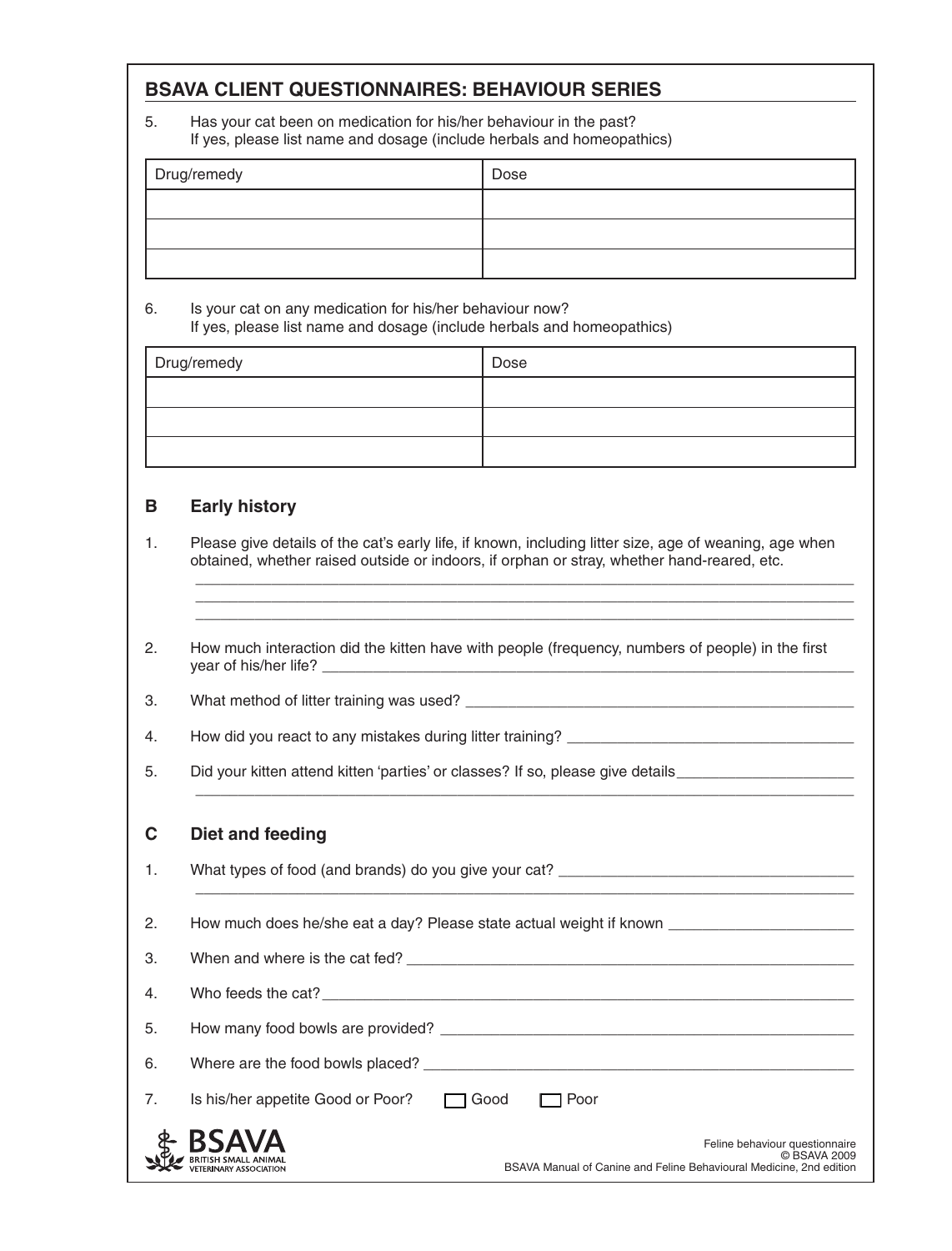## BSAVA CLIENT QUESTIONNAIRES: BEHAVIOUR SERIES

5. Has your cat been on medication for his/her behaviour in the past?
   If yes, please list name and dosage (include herbals and homeopathics)

| Drug/remedy | Dose |
|---|---|
| | |
| | |
| | |

6. Is your cat on any medication for his/her behaviour now?
   If yes, please list name and dosage (include herbals and homeopathics)

| Drug/remedy | Dose |
|---|---|
| | |
| | |
| | |

### B Early history

1. Please give details of the cat's early life, if known, including litter size, age of weaning, age when obtained, whether raised outside or indoors, if orphan or stray, whether hand-reared, etc.
   ______________________________________________________________________________
   ______________________________________________________________________________
   ______________________________________________________________________________

2. How much interaction did the kitten have with people (frequency, numbers of people) in the first year of his/her life? ____________________________________________

3. What method of litter training was used? ____________________________________________

4. How did you react to any mistakes during litter training? ____________________________________________

5. Did your kitten attend kitten 'parties' or classes? If so, please give details____________________
   ______________________________________________________________________________

### C Diet and feeding

1. What types of food (and brands) do you give your cat? ____________________________________________
   ______________________________________________________________________________

2. How much does he/she eat a day? Please state actual weight if known ______________________

3. When and where is the cat fed? ____________________________________________

4. Who feeds the cat? ____________________________________________

5. How many food bowls are provided? ____________________________________________

6. Where are the food bowls placed? ____________________________________________

7. Is his/her appetite Good or Poor? ☐ Good ☐ Poor

Feline behaviour questionnaire
© BSAVA 2009
BSAVA Manual of Canine and Feline Behavioural Medicine, 2nd edition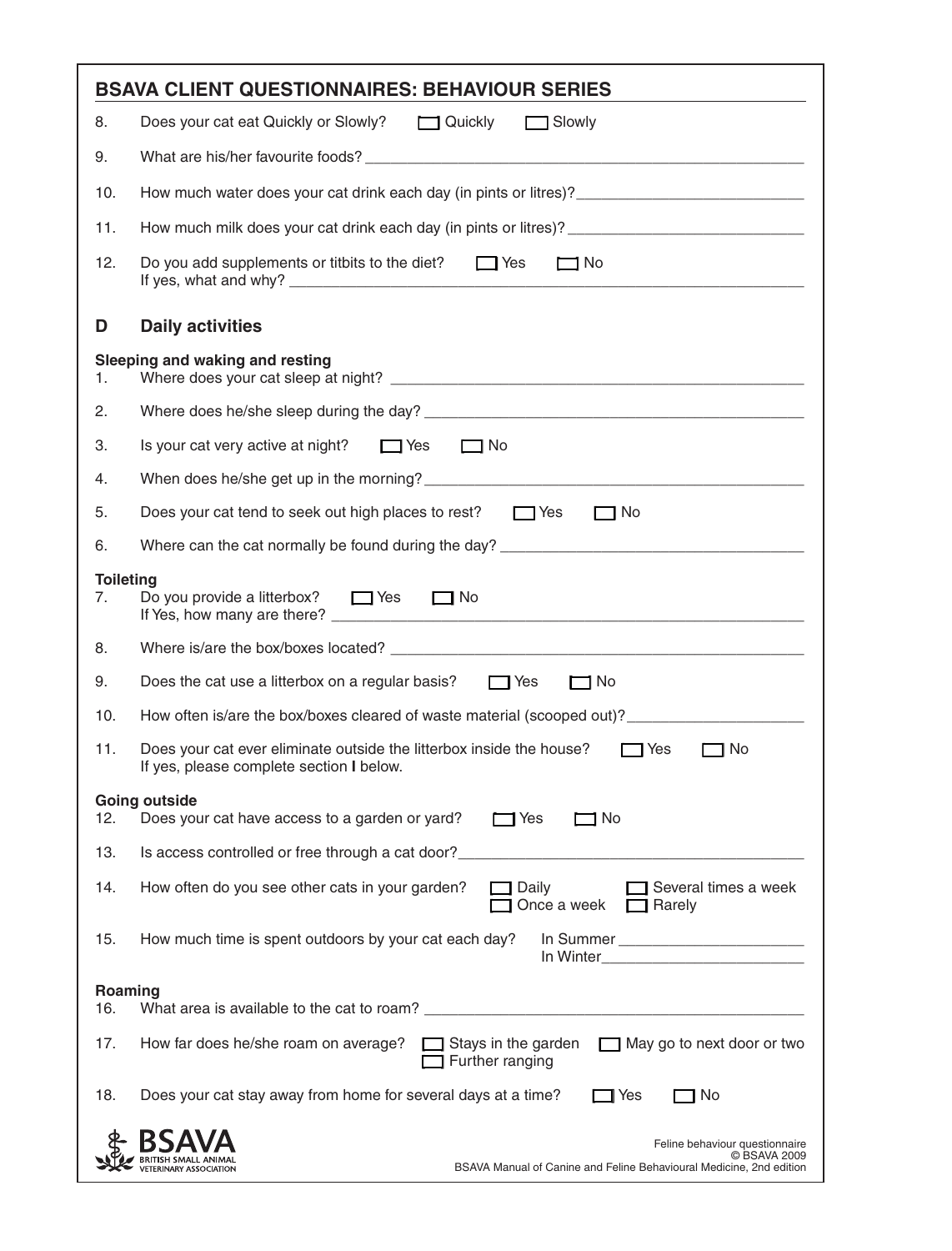## BSAVA CLIENT QUESTIONNAIRES: BEHAVIOUR SERIES

8. Does your cat eat Quickly or Slowly? ☐ Quickly ☐ Slowly

9. What are his/her favourite foods? ______________________________

10. How much water does your cat drink each day (in pints or litres)? ______________________________

11. How much milk does your cat drink each day (in pints or litres)? ______________________________

12. Do you add supplements or titbits to the diet? ☐ Yes ☐ No
    If yes, what and why? ______________________________

## D Daily activities

**Sleeping and waking and resting**

1. Where does your cat sleep at night? ______________________________

2. Where does he/she sleep during the day? ______________________________

3. Is your cat very active at night? ☐ Yes ☐ No

4. When does he/she get up in the morning? ______________________________

5. Does your cat tend to seek out high places to rest? ☐ Yes ☐ No

6. Where can the cat normally be found during the day? ______________________________

**Toileting**

7. Do you provide a litterbox? ☐ Yes ☐ No
   If Yes, how many are there? ______________________________

8. Where is/are the box/boxes located? ______________________________

9. Does the cat use a litterbox on a regular basis? ☐ Yes ☐ No

10. How often is/are the box/boxes cleared of waste material (scooped out)? ______________________________

11. Does your cat ever eliminate outside the litterbox inside the house? ☐ Yes ☐ No
    If yes, please complete section **I** below.

**Going outside**

12. Does your cat have access to a garden or yard? ☐ Yes ☐ No

13. Is access controlled or free through a cat door? ______________________________

14. How often do you see other cats in your garden? ☐ Daily ☐ Several times a week ☐ Once a week ☐ Rarely

15. How much time is spent outdoors by your cat each day? In Summer ______________________________
    In Winter ______________________________

**Roaming**

16. What area is available to the cat to roam? ______________________________

17. How far does he/she roam on average? ☐ Stays in the garden ☐ May go to next door or two ☐ Further ranging

18. Does your cat stay away from home for several days at a time? ☐ Yes ☐ No

Feline behaviour questionnaire
© BSAVA 2009
BSAVA Manual of Canine and Feline Behavioural Medicine, 2nd edition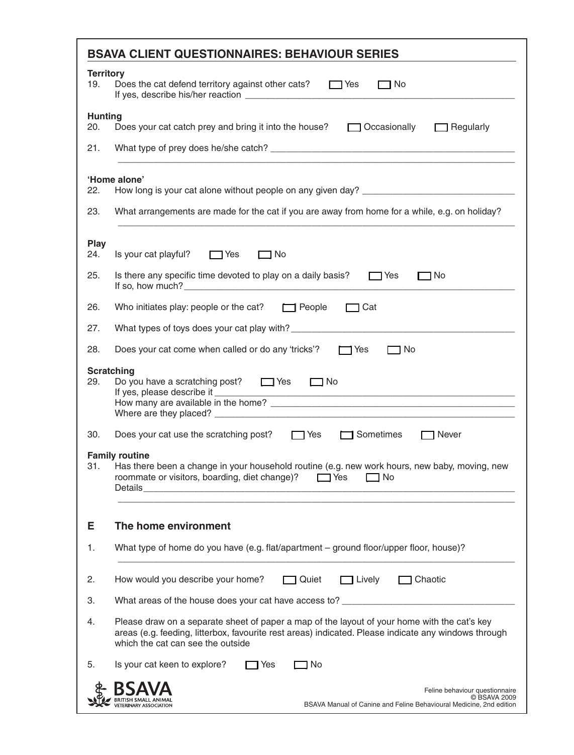## BSAVA CLIENT QUESTIONNAIRES: BEHAVIOUR SERIES

**Territory**

19. Does the cat defend territory against other cats? ☐ Yes ☐ No
    If yes, describe his/her reaction ____________________

**Hunting**

20. Does your cat catch prey and bring it into the house? ☐ Occasionally ☐ Regularly

21. What type of prey does he/she catch? ____________________

**'Home alone'**

22. How long is your cat alone without people on any given day? ____________________

23. What arrangements are made for the cat if you are away from home for a while, e.g. on holiday?
    ____________________

**Play**

24. Is your cat playful? ☐ Yes ☐ No

25. Is there any specific time devoted to play on a daily basis? ☐ Yes ☐ No
    If so, how much? ____________________

26. Who initiates play: people or the cat? ☐ People ☐ Cat

27. What types of toys does your cat play with? ____________________

28. Does your cat come when called or do any 'tricks'? ☐ Yes ☐ No

**Scratching**

29. Do you have a scratching post? ☐ Yes ☐ No
    If yes, please describe it ____________________
    How many are available in the home? ____________________
    Where are they placed? ____________________

30. Does your cat use the scratching post? ☐ Yes ☐ Sometimes ☐ Never

**Family routine**

31. Has there been a change in your household routine (e.g. new work hours, new baby, moving, new roommate or visitors, boarding, diet change)? ☐ Yes ☐ No
    Details ____________________

### E The home environment

1. What type of home do you have (e.g. flat/apartment – ground floor/upper floor, house)?
   ____________________

2. How would you describe your home? ☐ Quiet ☐ Lively ☐ Chaotic

3. What areas of the house does your cat have access to? ____________________

4. Please draw on a separate sheet of paper a map of the layout of your home with the cat's key areas (e.g. feeding, litterbox, favourite rest areas) indicated. Please indicate any windows through which the cat can see the outside

5. Is your cat keen to explore? ☐ Yes ☐ No

Feline behaviour questionnaire
© BSAVA 2009
BSAVA Manual of Canine and Feline Behavioural Medicine, 2nd edition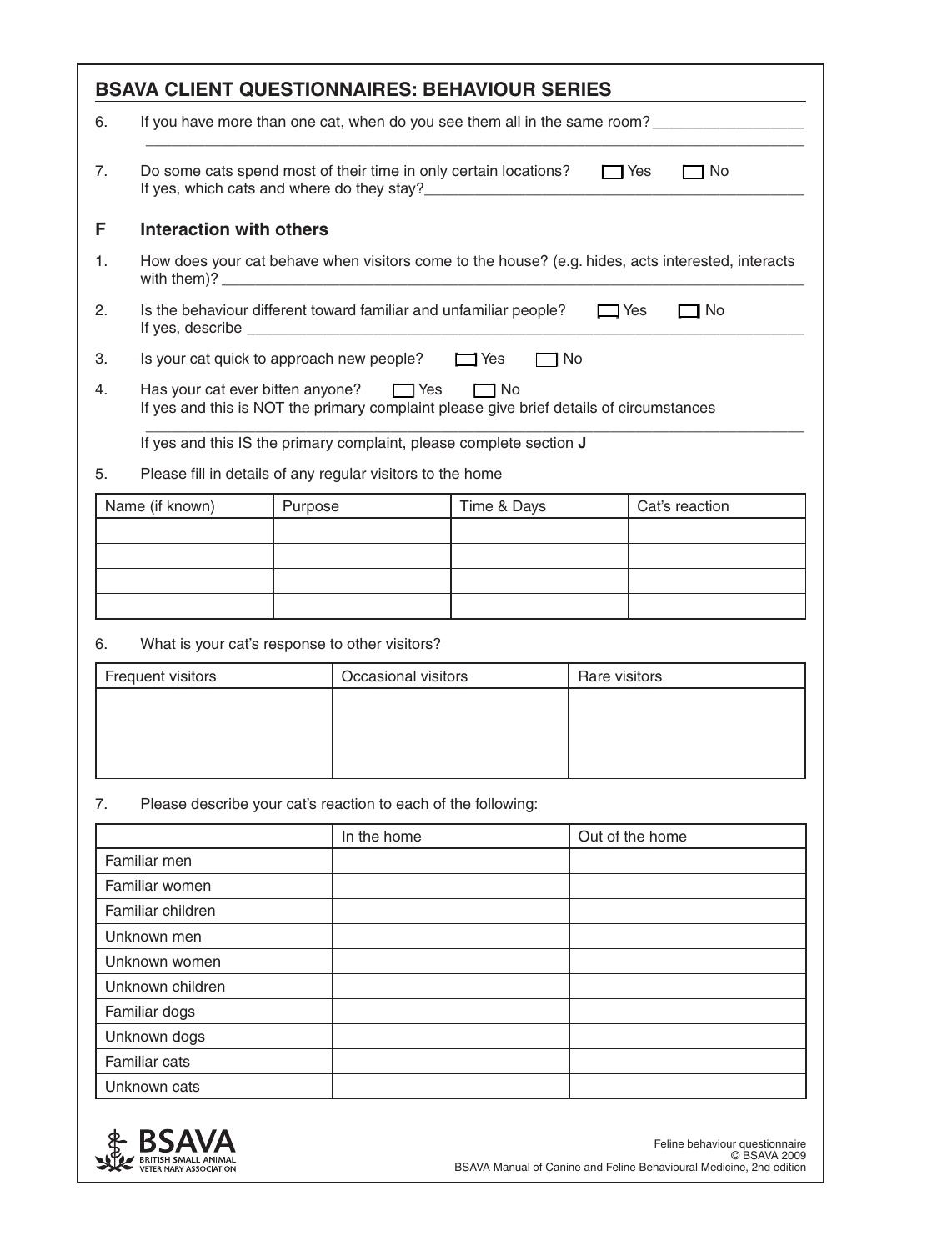## BSAVA CLIENT QUESTIONNAIRES: BEHAVIOUR SERIES

6. If you have more than one cat, when do you see them all in the same room? ____________________

   ________________________________________________________________________________

7. Do some cats spend most of their time in only certain locations? ☐ Yes ☐ No
   If yes, which cats and where do they stay? ____________________________________________

### F Interaction with others

1. How does your cat behave when visitors come to the house? (e.g. hides, acts interested, interacts with them)? ____________________________________________________________

2. Is the behaviour different toward familiar and unfamiliar people? ☐ Yes ☐ No
   If yes, describe ________________________________________________________________

3. Is your cat quick to approach new people? ☐ Yes ☐ No

4. Has your cat ever bitten anyone? ☐ Yes ☐ No
   If yes and this is NOT the primary complaint please give brief details of circumstances

   ________________________________________________________________________________

   If yes and this IS the primary complaint, please complete section **J**

5. Please fill in details of any regular visitors to the home

| Name (if known) | Purpose | Time & Days | Cat's reaction |
|---|---|---|---|
| | | | |
| | | | |
| | | | |
| | | | |

6. What is your cat's response to other visitors?

| Frequent visitors | Occasional visitors | Rare visitors |
|---|---|---|
| | | |

7. Please describe your cat's reaction to each of the following:

| | In the home | Out of the home |
|---|---|---|
| Familiar men | | |
| Familiar women | | |
| Familiar children | | |
| Unknown men | | |
| Unknown women | | |
| Unknown children | | |
| Familiar dogs | | |
| Unknown dogs | | |
| Familiar cats | | |
| Unknown cats | | |

Feline behaviour questionnaire
© BSAVA 2009
BSAVA Manual of Canine and Feline Behavioural Medicine, 2nd edition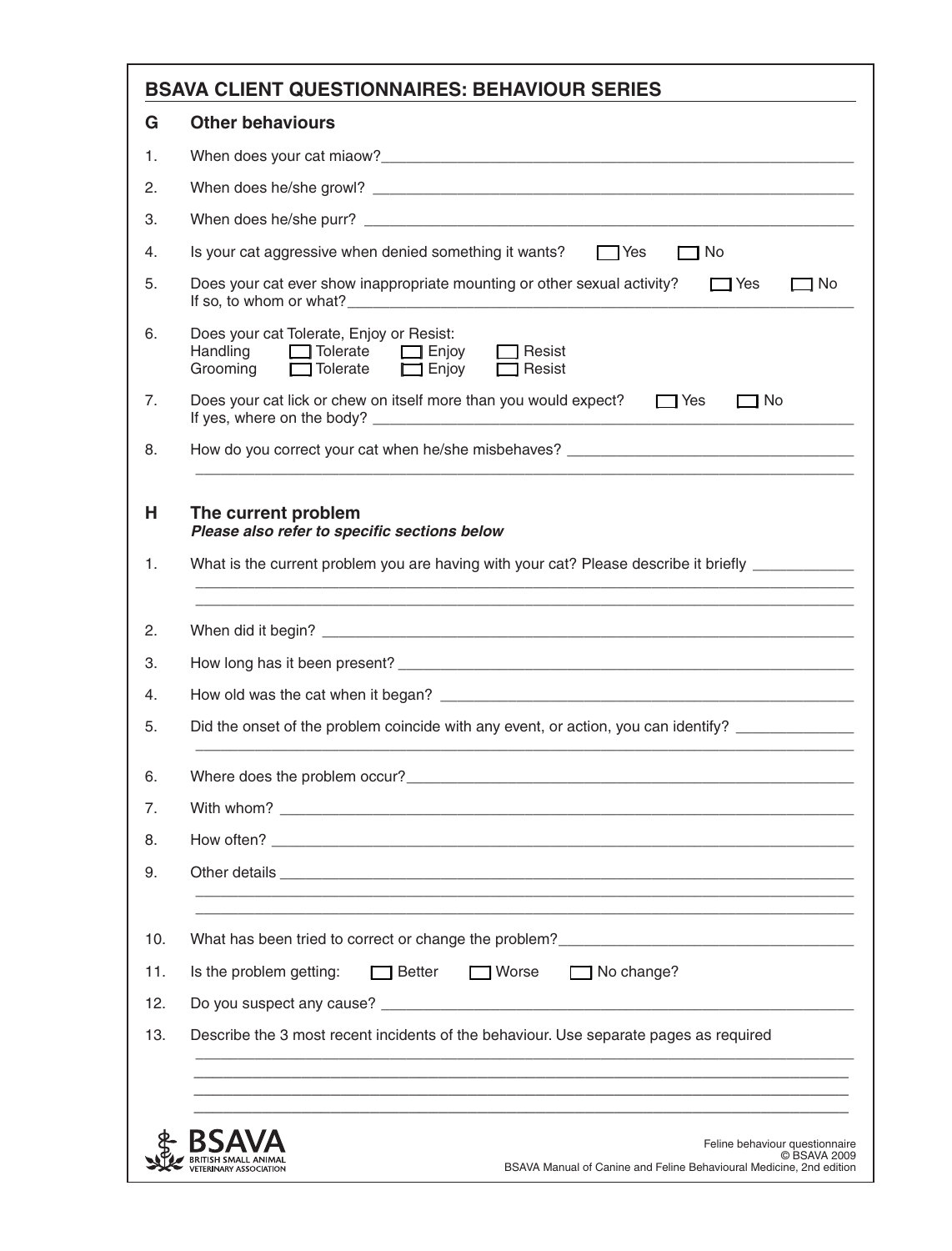## BSAVA CLIENT QUESTIONNAIRES: BEHAVIOUR SERIES

### G Other behaviours

1. When does your cat miaow?\_\_\_\_\_\_\_\_\_\_\_\_\_\_\_\_\_\_\_\_
2. When does he/she growl? \_\_\_\_\_\_\_\_\_\_\_\_\_\_\_\_\_\_\_\_
3. When does he/she purr? \_\_\_\_\_\_\_\_\_\_\_\_\_\_\_\_\_\_\_\_
4. Is your cat aggressive when denied something it wants? ☐ Yes ☐ No
5. Does your cat ever show inappropriate mounting or other sexual activity? ☐ Yes ☐ No
   If so, to whom or what?\_\_\_\_\_\_\_\_\_\_\_\_\_\_\_\_\_\_\_\_
6. Does your cat Tolerate, Enjoy or Resist:
   Handling ☐ Tolerate ☐ Enjoy ☐ Resist
   Grooming ☐ Tolerate ☐ Enjoy ☐ Resist
7. Does your cat lick or chew on itself more than you would expect? ☐ Yes ☐ No
   If yes, where on the body? \_\_\_\_\_\_\_\_\_\_\_\_\_\_\_\_\_\_\_\_
8. How do you correct your cat when he/she misbehaves? \_\_\_\_\_\_\_\_\_\_\_\_\_\_\_\_\_\_\_\_

### H The current problem

***Please also refer to specific sections below***

1. What is the current problem you are having with your cat? Please describe it briefly \_\_\_\_\_\_\_\_\_\_\_\_\_\_\_\_\_\_\_\_
2. When did it begin? \_\_\_\_\_\_\_\_\_\_\_\_\_\_\_\_\_\_\_\_
3. How long has it been present? \_\_\_\_\_\_\_\_\_\_\_\_\_\_\_\_\_\_\_\_
4. How old was the cat when it began? \_\_\_\_\_\_\_\_\_\_\_\_\_\_\_\_\_\_\_\_
5. Did the onset of the problem coincide with any event, or action, you can identify? \_\_\_\_\_\_\_\_\_\_\_\_\_\_\_\_\_\_\_\_
6. Where does the problem occur?\_\_\_\_\_\_\_\_\_\_\_\_\_\_\_\_\_\_\_\_
7. With whom? \_\_\_\_\_\_\_\_\_\_\_\_\_\_\_\_\_\_\_\_
8. How often? \_\_\_\_\_\_\_\_\_\_\_\_\_\_\_\_\_\_\_\_
9. Other details \_\_\_\_\_\_\_\_\_\_\_\_\_\_\_\_\_\_\_\_
10. What has been tried to correct or change the problem?\_\_\_\_\_\_\_\_\_\_\_\_\_\_\_\_\_\_\_\_
11. Is the problem getting: ☐ Better ☐ Worse ☐ No change?
12. Do you suspect any cause? \_\_\_\_\_\_\_\_\_\_\_\_\_\_\_\_\_\_\_\_
13. Describe the 3 most recent incidents of the behaviour. Use separate pages as required \_\_\_\_\_\_\_\_\_\_\_\_\_\_\_\_\_\_\_\_

BSAVA BRITISH SMALL ANIMAL VETERINARY ASSOCIATION

Feline behaviour questionnaire
© BSAVA 2009
BSAVA Manual of Canine and Feline Behavioural Medicine, 2nd edition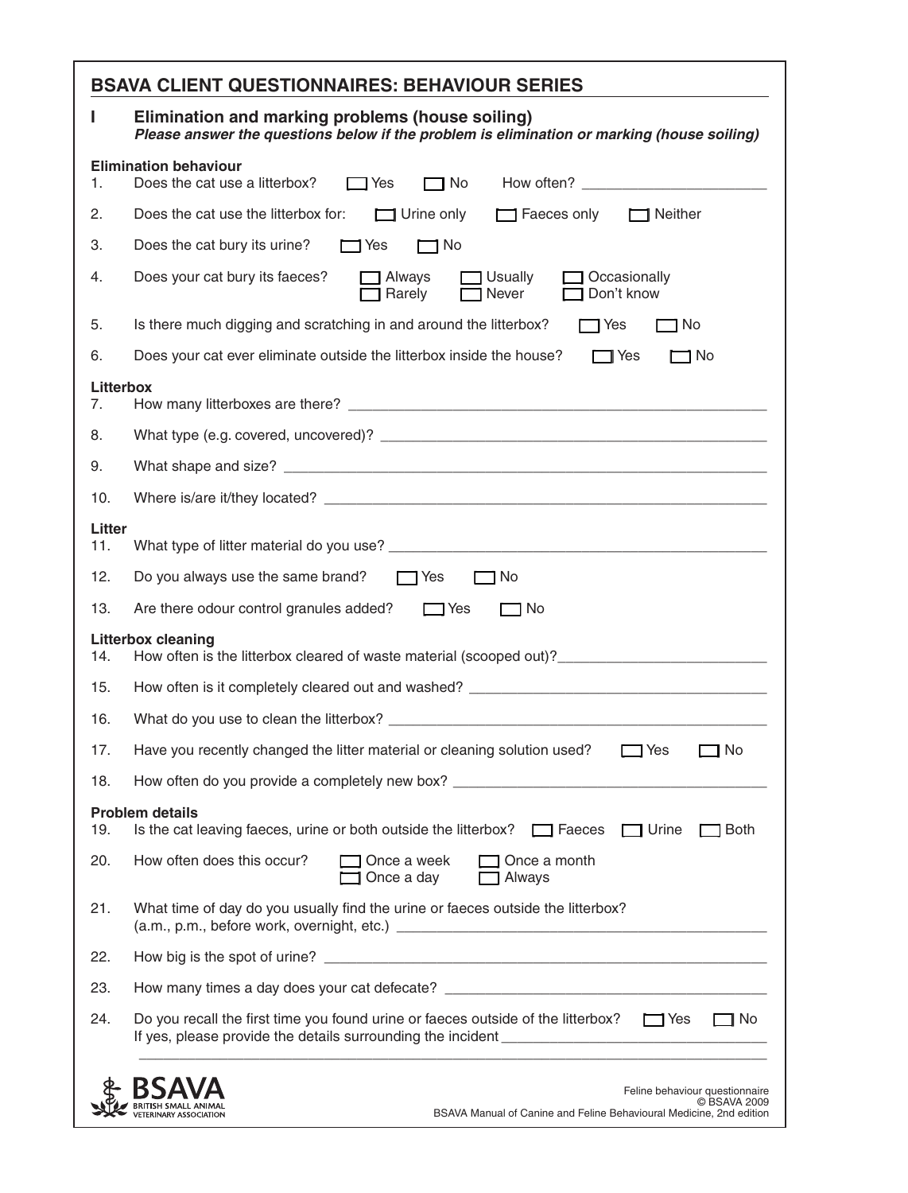## BSAVA CLIENT QUESTIONNAIRES: BEHAVIOUR SERIES

### I Elimination and marking problems (house soiling)

***Please answer the questions below if the problem is elimination or marking (house soiling)***

**Elimination behaviour**

1. Does the cat use a litterbox? ☐ Yes ☐ No How often? ______________________
2. Does the cat use the litterbox for: ☐ Urine only ☐ Faeces only ☐ Neither
3. Does the cat bury its urine? ☐ Yes ☐ No
4. Does your cat bury its faeces? ☐ Always ☐ Usually ☐ Occasionally ☐ Rarely ☐ Never ☐ Don't know
5. Is there much digging and scratching in and around the litterbox? ☐ Yes ☐ No
6. Does your cat ever eliminate outside the litterbox inside the house? ☐ Yes ☐ No

**Litterbox**

7. How many litterboxes are there? ______________________
8. What type (e.g. covered, uncovered)? ______________________
9. What shape and size? ______________________
10. Where is/are it/they located? ______________________

**Litter**

11. What type of litter material do you use? ______________________
12. Do you always use the same brand? ☐ Yes ☐ No
13. Are there odour control granules added? ☐ Yes ☐ No

**Litterbox cleaning**

14. How often is the litterbox cleared of waste material (scooped out)? ______________________
15. How often is it completely cleared out and washed? ______________________
16. What do you use to clean the litterbox? ______________________
17. Have you recently changed the litter material or cleaning solution used? ☐ Yes ☐ No
18. How often do you provide a completely new box? ______________________

**Problem details**

19. Is the cat leaving faeces, urine or both outside the litterbox? ☐ Faeces ☐ Urine ☐ Both
20. How often does this occur? ☐ Once a week ☐ Once a month ☐ Once a day ☐ Always
21. What time of day do you usually find the urine or faeces outside the litterbox? (a.m., p.m., before work, overnight, etc.) ______________________
22. How big is the spot of urine? ______________________
23. How many times a day does your cat defecate? ______________________
24. Do you recall the first time you found urine or faeces outside of the litterbox? ☐ Yes ☐ No
    If yes, please provide the details surrounding the incident ______________________
    ______________________

BSAVA British Small Animal Veterinary Association

Feline behaviour questionnaire
© BSAVA 2009
BSAVA Manual of Canine and Feline Behavioural Medicine, 2nd edition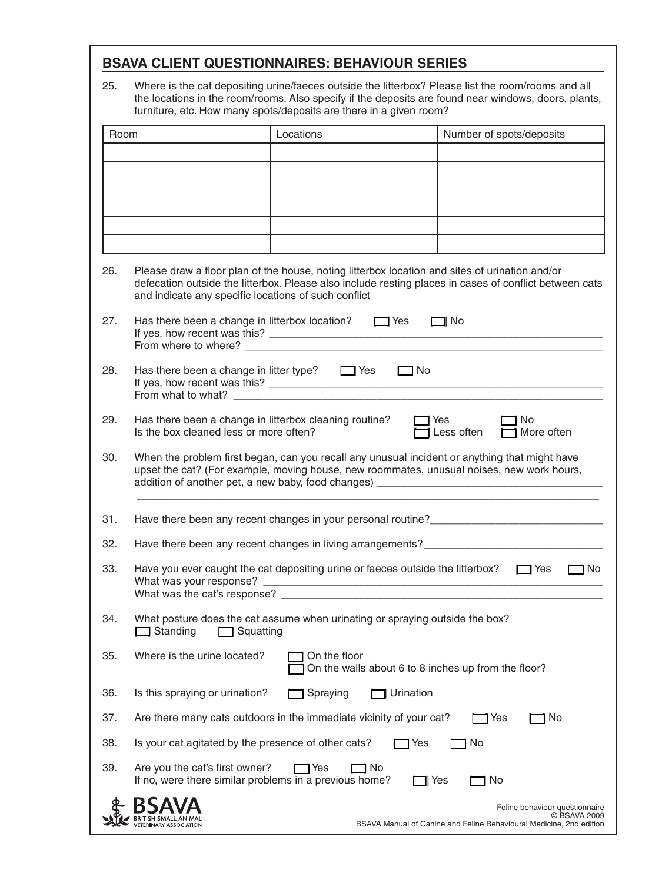## BSAVA CLIENT QUESTIONNAIRES: BEHAVIOUR SERIES

25. Where is the cat depositing urine/faeces outside the litterbox? Please list the room/rooms and all the locations in the room/rooms. Also specify if the deposits are found near windows, doors, plants, furniture, etc. How many spots/deposits are there in a given room?

| Room | Locations | Number of spots/deposits |
|---|---|---|
| | | |
| | | |
| | | |
| | | |
| | | |
| | | |

26. Please draw a floor plan of the house, noting litterbox location and sites of urination and/or defecation outside the litterbox. Please also include resting places in cases of conflict between cats and indicate any specific locations of such conflict

27. Has there been a change in litterbox location? ☐ Yes ☐ No
If yes, how recent was this? ____________________
From where to where? ____________________

28. Has there been a change in litter type? ☐ Yes ☐ No
If yes, how recent was this? ____________________
From what to what? ____________________

29. Has there been a change in litterbox cleaning routine? ☐ Yes ☐ No
Is the box cleaned less or more often? ☐ Less often ☐ More often

30. When the problem first began, can you recall any unusual incident or anything that might have upset the cat? (For example, moving house, new roommates, unusual noises, new work hours, addition of another pet, a new baby, food changes) ____________________
____________________

31. Have there been any recent changes in your personal routine? ____________________

32. Have there been any recent changes in living arrangements? ____________________

33. Have you ever caught the cat depositing urine or faeces outside the litterbox? ☐ Yes ☐ No
What was your response? ____________________
What was the cat's response? ____________________

34. What posture does the cat assume when urinating or spraying outside the box?
☐ Standing ☐ Squatting

35. Where is the urine located? ☐ On the floor
☐ On the walls about 6 to 8 inches up from the floor?

36. Is this spraying or urination? ☐ Spraying ☐ Urination

37. Are there many cats outdoors in the immediate vicinity of your cat? ☐ Yes ☐ No

38. Is your cat agitated by the presence of other cats? ☐ Yes ☐ No

39. Are you the cat's first owner? ☐ Yes ☐ No
If no, were there similar problems in a previous home? ☐ Yes ☐ No

BSAVA BRITISH SMALL ANIMAL VETERINARY ASSOCIATION

Feline behaviour questionnaire
© BSAVA 2009
BSAVA Manual of Canine and Feline Behavioural Medicine, 2nd edition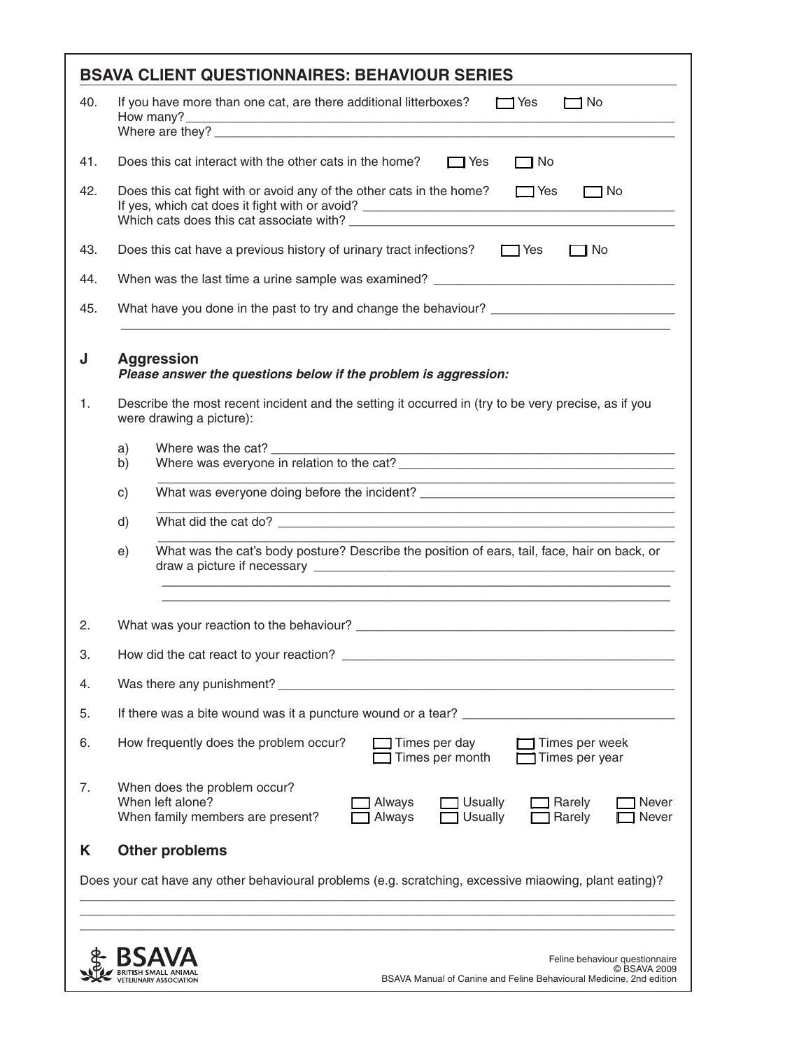## BSAVA CLIENT QUESTIONNAIRES: BEHAVIOUR SERIES

40. If you have more than one cat, are there additional litterboxes? ☐ Yes ☐ No
    How many? ______________________
    Where are they? ______________________

41. Does this cat interact with the other cats in the home? ☐ Yes ☐ No

42. Does this cat fight with or avoid any of the other cats in the home? ☐ Yes ☐ No
    If yes, which cat does it fight with or avoid? ______________________
    Which cats does this cat associate with? ______________________

43. Does this cat have a previous history of urinary tract infections? ☐ Yes ☐ No

44. When was the last time a urine sample was examined? ______________________

45. What have you done in the past to try and change the behaviour? ______________________

### J Aggression

***Please answer the questions below if the problem is aggression:***

1. Describe the most recent incident and the setting it occurred in (try to be very precise, as if you were drawing a picture):

    a) Where was the cat? ______________________
    b) Where was everyone in relation to the cat? ______________________
    c) What was everyone doing before the incident? ______________________
    d) What did the cat do? ______________________
    e) What was the cat's body posture? Describe the position of ears, tail, face, hair on back, or draw a picture if necessary ______________________

2. What was your reaction to the behaviour? ______________________

3. How did the cat react to your reaction? ______________________

4. Was there any punishment? ______________________

5. If there was a bite wound was it a puncture wound or a tear? ______________________

6. How frequently does the problem occur? ☐ Times per day ☐ Times per week ☐ Times per month ☐ Times per year

7. When does the problem occur?
    When left alone? ☐ Always ☐ Usually ☐ Rarely ☐ Never
    When family members are present? ☐ Always ☐ Usually ☐ Rarely ☐ Never

### K Other problems

Does your cat have any other behavioural problems (e.g. scratching, excessive miaowing, plant eating)?
______________________

Feline behaviour questionnaire
© BSAVA 2009
BSAVA Manual of Canine and Feline Behavioural Medicine, 2nd edition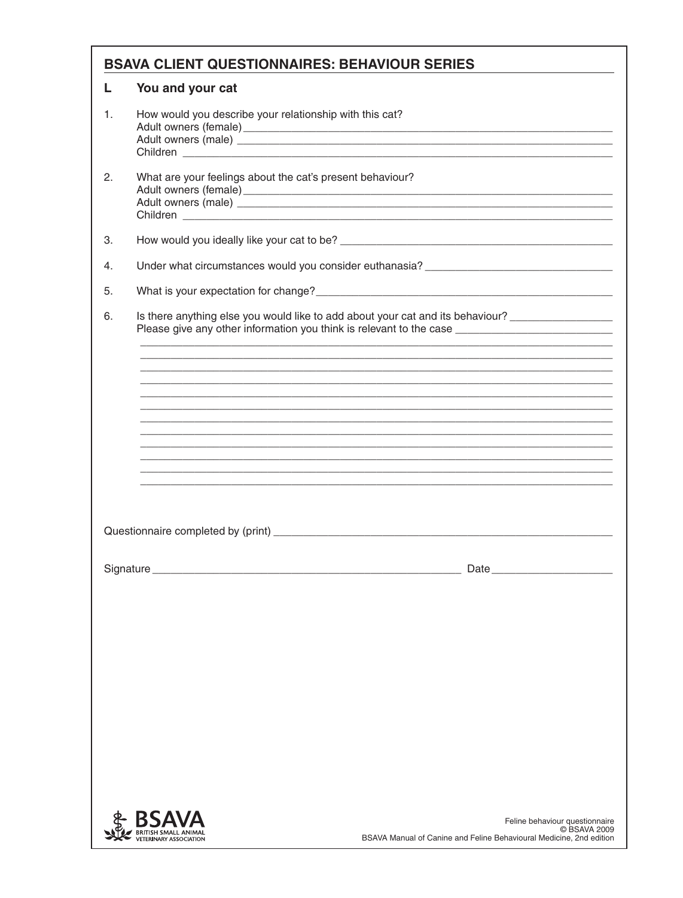## BSAVA CLIENT QUESTIONNAIRES: BEHAVIOUR SERIES

### L You and your cat

1. How would you describe your relationship with this cat?
   Adult owners (female) ____________________
   Adult owners (male) ____________________
   Children ____________________

2. What are your feelings about the cat's present behaviour?
   Adult owners (female) ____________________
   Adult owners (male) ____________________
   Children ____________________

3. How would you ideally like your cat to be? ____________________

4. Under what circumstances would you consider euthanasia? ____________________

5. What is your expectation for change? ____________________

6. Is there anything else you would like to add about your cat and its behaviour? ____________________
   Please give any other information you think is relevant to the case ____________________
   ____________________
   ____________________
   ____________________
   ____________________
   ____________________
   ____________________
   ____________________
   ____________________
   ____________________
   ____________________
   ____________________
   ____________________

Questionnaire completed by (print) ____________________

Signature ____________________ Date ____________________

BSAVA British Small Animal Veterinary Association

Feline behaviour questionnaire
© BSAVA 2009
BSAVA Manual of Canine and Feline Behavioural Medicine, 2nd edition